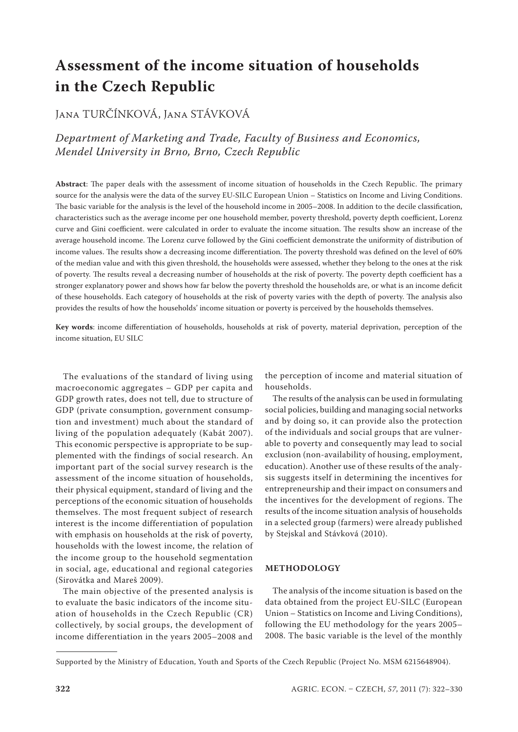# Assessment of the income situation of households in the Czech Republic

Jana TURČÍNKOVÁ, Jana STÁVKOVÁ

*Department of Marketing and Trade, Faculty of Business and Economics, Mendel University in Brno, Brno, Czech Republic*

**Abstract**: The paper deals with the assessment of income situation of households in the Czech Republic. The primary source for the analysis were the data of the survey EU-SILC European Union – Statistics on Income and Living Conditions. The basic variable for the analysis is the level of the household income in 2005–2008. In addition to the decile classification, characteristics such as the average income per one household member, poverty threshold, poverty depth coefficient, Lorenz curve and Gini coefficient. were calculated in order to evaluate the income situation. The results show an increase of the average household income. The Lorenz curve followed by the Gini coefficient demonstrate the uniformity of distribution of income values. The results show a decreasing income differentiation. The poverty threshold was defined on the level of 60% of the median value and with this given threshold, the households were assessed, whether they belong to the ones at the risk of poverty. The results reveal a decreasing number of households at the risk of poverty. The poverty depth coefficient has a stronger explanatory power and shows how far below the poverty threshold the households are, or what is an income deficit of these households. Each category of households at the risk of poverty varies with the depth of poverty. The analysis also provides the results of how the households' income situation or poverty is perceived by the households themselves.

**Key words**: income differentiation of households, households at risk of poverty, material deprivation, perception of the income situation, EU SILC

The evaluations of the standard of living using macroeconomic aggregates – GDP per capita and GDP growth rates, does not tell, due to structure of GDP (private consumption, government consumption and investment) much about the standard of living of the population adequately (Kabát 2007). This economic perspective is appropriate to be supplemented with the findings of social research. An important part of the social survey research is the assessment of the income situation of households, their physical equipment, standard of living and the perceptions of the economic situation of households themselves. The most frequent subject of research interest is the income differentiation of population with emphasis on households at the risk of poverty, households with the lowest income, the relation of the income group to the household segmentation in social, age, educational and regional categories (Sirovátka and Mareš 2009).

The main objective of the presented analysis is to evaluate the basic indicators of the income situation of households in the Czech Republic (CR) collectively, by social groups, the development of income differentiation in the years 2005–2008 and the perception of income and material situation of households.

The results of the analysis can be used in formulating social policies, building and managing social networks and by doing so, it can provide also the protection of the individuals and social groups that are vulnerable to poverty and consequently may lead to social exclusion (non-availability of housing, employment, education). Another use of these results of the analysis suggests itself in determining the incentives for entrepreneurship and their impact on consumers and the incentives for the development of regions. The results of the income situation analysis of households in a selected group (farmers) were already published by Stejskal and Stávková (2010).

## METHODOLOGY

The analysis of the income situation is based on the data obtained from the project EU-SILC (European Union – Statistics on Income and Living Conditions), following the EU methodology for the years 2005–2008. The basic variable is the level of the monthly

Supported by the Ministry of Education, Youth and Sports of the Czech Republic (Project No. MSM 6215648904).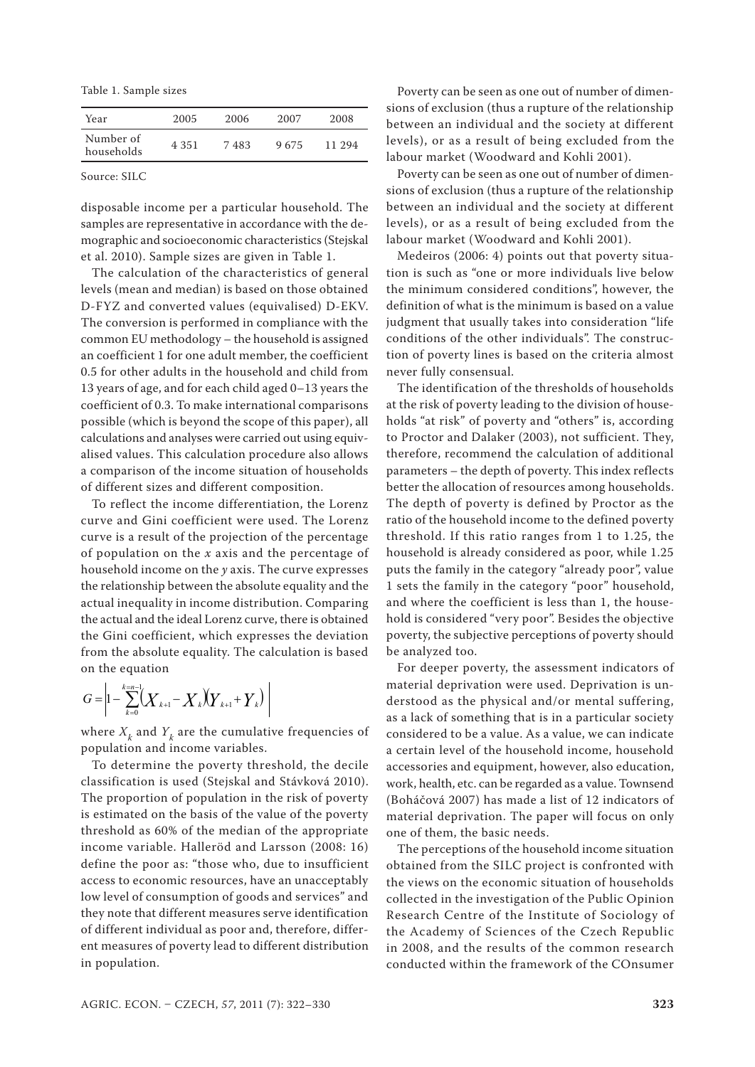Table 1. Sample sizes

| Year | 2005 | 2006 | 2007 | 2008 |
|---|---|---|---|---|
| Number of households | 4 351 | 7 483 | 9 675 | 11 294 |

Source: SILC

disposable income per a particular household. The samples are representative in accordance with the demographic and socioeconomic characteristics (Stejskal et al. 2010). Sample sizes are given in Table 1.

The calculation of the characteristics of general levels (mean and median) is based on those obtained D-FYZ and converted values (equivalised) D-EKV. The conversion is performed in compliance with the common EU methodology – the household is assigned an coefficient 1 for one adult member, the coefficient 0.5 for other adults in the household and child from 13 years of age, and for each child aged 0–13 years the coefficient of 0.3. To make international comparisons possible (which is beyond the scope of this paper), all calculations and analyses were carried out using equivalised values. This calculation procedure also allows a comparison of the income situation of households of different sizes and different composition.

To reflect the income differentiation, the Lorenz curve and Gini coefficient were used. The Lorenz curve is a result of the projection of the percentage of population on the *x* axis and the percentage of household income on the *y* axis. The curve expresses the relationship between the absolute equality and the actual inequality in income distribution. Comparing the actual and the ideal Lorenz curve, there is obtained the Gini coefficient, which expresses the deviation from the absolute equality. The calculation is based on the equation

$$G = \left| 1 - \sum_{k=0}^{k=n-1} \left(X_{k+1} - X_k\right)\left(Y_{k+1} + Y_k\right) \right|$$

where $X_k$ and $Y_k$ are the cumulative frequencies of population and income variables.

To determine the poverty threshold, the decile classification is used (Stejskal and Stávková 2010). The proportion of population in the risk of poverty is estimated on the basis of the value of the poverty threshold as 60% of the median of the appropriate income variable. Halleröd and Larsson (2008: 16) define the poor as: "those who, due to insufficient access to economic resources, have an unacceptably low level of consumption of goods and services" and they note that different measures serve identification of different individual as poor and, therefore, different measures of poverty lead to different distribution in population.

Poverty can be seen as one out of number of dimensions of exclusion (thus a rupture of the relationship between an individual and the society at different levels), or as a result of being excluded from the labour market (Woodward and Kohli 2001).

Poverty can be seen as one out of number of dimensions of exclusion (thus a rupture of the relationship between an individual and the society at different levels), or as a result of being excluded from the labour market (Woodward and Kohli 2001).

Medeiros (2006: 4) points out that poverty situation is such as "one or more individuals live below the minimum considered conditions", however, the definition of what is the minimum is based on a value judgment that usually takes into consideration "life conditions of the other individuals". The construction of poverty lines is based on the criteria almost never fully consensual.

The identification of the thresholds of households at the risk of poverty leading to the division of households "at risk" of poverty and "others" is, according to Proctor and Dalaker (2003), not sufficient. They, therefore, recommend the calculation of additional parameters – the depth of poverty. This index reflects better the allocation of resources among households. The depth of poverty is defined by Proctor as the ratio of the household income to the defined poverty threshold. If this ratio ranges from 1 to 1.25, the household is already considered as poor, while 1.25 puts the family in the category "already poor", value 1 sets the family in the category "poor" household, and where the coefficient is less than 1, the household is considered "very poor". Besides the objective poverty, the subjective perceptions of poverty should be analyzed too.

For deeper poverty, the assessment indicators of material deprivation were used. Deprivation is understood as the physical and/or mental suffering, as a lack of something that is in a particular society considered to be a value. As a value, we can indicate a certain level of the household income, household accessories and equipment, however, also education, work, health, etc. can be regarded as a value. Townsend (Boháčová 2007) has made a list of 12 indicators of material deprivation. The paper will focus on only one of them, the basic needs.

The perceptions of the household income situation obtained from the SILC project is confronted with the views on the economic situation of households collected in the investigation of the Public Opinion Research Centre of the Institute of Sociology of the Academy of Sciences of the Czech Republic in 2008, and the results of the common research conducted within the framework of the COnsumer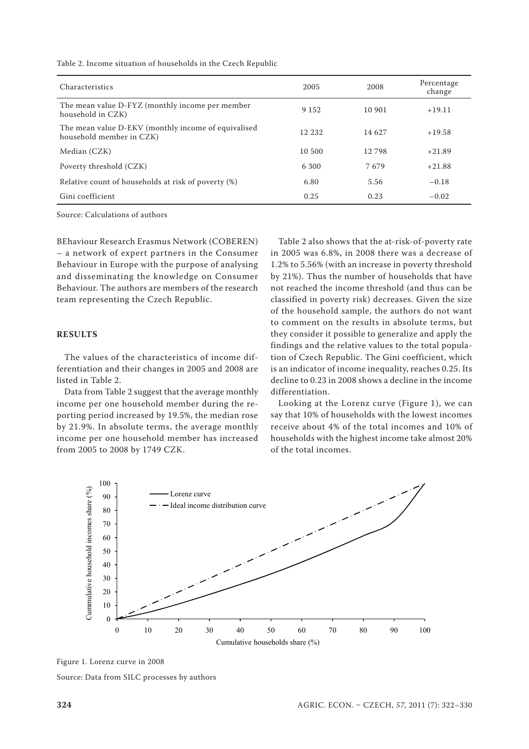Table 2. Income situation of households in the Czech Republic

| Characteristics | 2005 | 2008 | Percentage change |
|---|---|---|---|
| The mean value D-FYZ (monthly income per member household in CZK) | 9 152 | 10 901 | +19.11 |
| The mean value D-EKV (monthly income of equivalised household member in CZK) | 12 232 | 14 627 | +19.58 |
| Median (CZK) | 10 500 | 12 798 | +21.89 |
| Poverty threshold (CZK) | 6 300 | 7 679 | +21.88 |
| Relative count of households at risk of poverty (%) | 6.80 | 5.56 | −0.18 |
| Gini coefficient | 0.25 | 0.23 | −0.02 |

Source: Calculations of authors

BEhaviour Research Erasmus Network (COBEREN) – a network of expert partners in the Consumer Behaviour in Europe with the purpose of analysing and disseminating the knowledge on Consumer Behaviour. The authors are members of the research team representing the Czech Republic.

## RESULTS

The values of the characteristics of income differentiation and their changes in 2005 and 2008 are listed in Table 2.

Data from Table 2 suggest that the average monthly income per one household member during the reporting period increased by 19.5%, the median rose by 21.9%. In absolute terms, the average monthly income per one household member has increased from 2005 to 2008 by 1749 CZK.

Table 2 also shows that the at-risk-of-poverty rate in 2005 was 6.8%, in 2008 there was a decrease of 1.2% to 5.56% (with an increase in poverty threshold by 21%). Thus the number of households that have not reached the income threshold (and thus can be classified in poverty risk) decreases. Given the size of the household sample, the authors do not want to comment on the results in absolute terms, but they consider it possible to generalize and apply the findings and the relative values to the total population of Czech Republic. The Gini coefficient, which is an indicator of income inequality, reaches 0.25. Its decline to 0.23 in 2008 shows a decline in the income differentiation.

Looking at the Lorenz curve (Figure 1), we can say that 10% of households with the lowest incomes receive about 4% of the total incomes and 10% of households with the highest income take almost 20% of the total incomes.

Figure 1. Lorenz curve in 2008

Source: Data from SILC processes by authors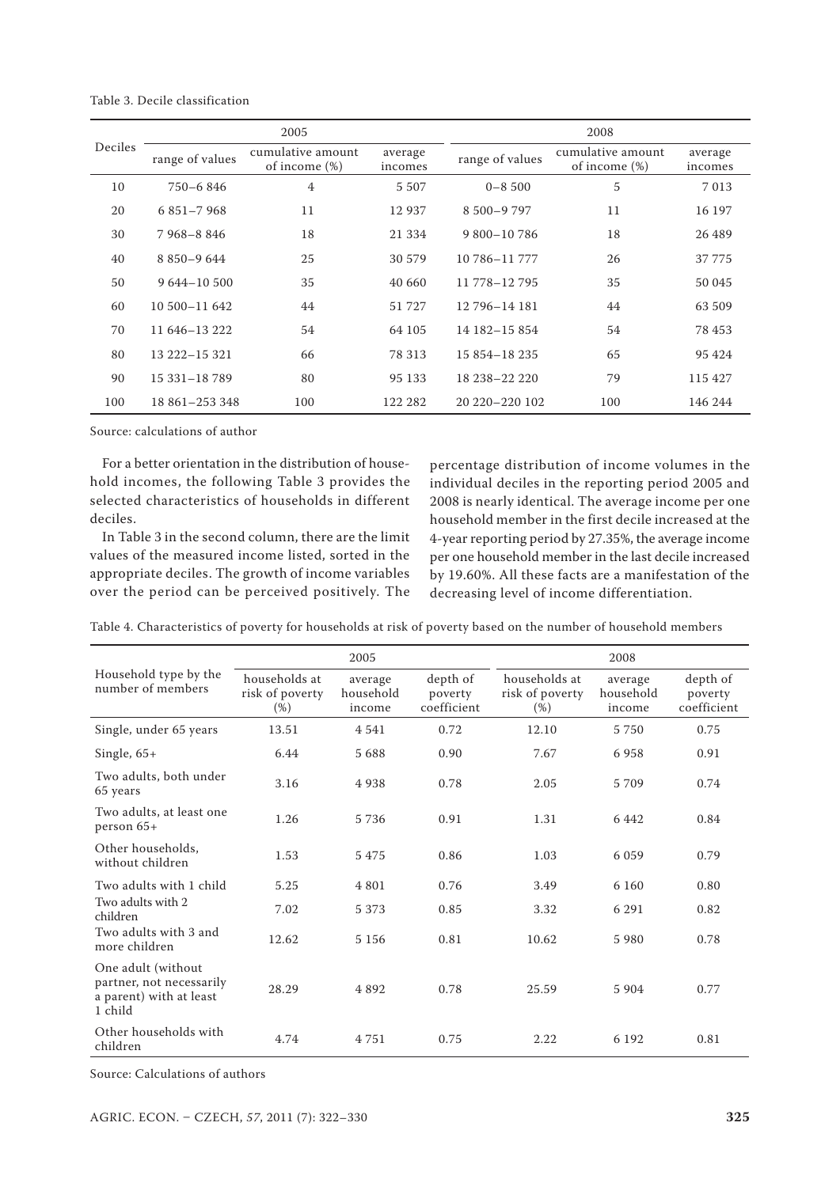Table 3. Decile classification

| Deciles | 2005 | | | 2008 | | |
|---|---|---|---|---|---|---|
| | range of values | cumulative amount of income (%) | average incomes | range of values | cumulative amount of income (%) | average incomes |
| 10 | 750–6 846 | 4 | 5 507 | 0–8 500 | 5 | 7 013 |
| 20 | 6 851–7 968 | 11 | 12 937 | 8 500–9 797 | 11 | 16 197 |
| 30 | 7 968–8 846 | 18 | 21 334 | 9 800–10 786 | 18 | 26 489 |
| 40 | 8 850–9 644 | 25 | 30 579 | 10 786–11 777 | 26 | 37 775 |
| 50 | 9 644–10 500 | 35 | 40 660 | 11 778–12 795 | 35 | 50 045 |
| 60 | 10 500–11 642 | 44 | 51 727 | 12 796–14 181 | 44 | 63 509 |
| 70 | 11 646–13 222 | 54 | 64 105 | 14 182–15 854 | 54 | 78 453 |
| 80 | 13 222–15 321 | 66 | 78 313 | 15 854–18 235 | 65 | 95 424 |
| 90 | 15 331–18 789 | 80 | 95 133 | 18 238–22 220 | 79 | 115 427 |
| 100 | 18 861–253 348 | 100 | 122 282 | 20 220–220 102 | 100 | 146 244 |

Source: calculations of author

For a better orientation in the distribution of household incomes, the following Table 3 provides the selected characteristics of households in different deciles.

In Table 3 in the second column, there are the limit values of the measured income listed, sorted in the appropriate deciles. The growth of income variables over the period can be perceived positively. The percentage distribution of income volumes in the individual deciles in the reporting period 2005 and 2008 is nearly identical. The average income per one household member in the first decile increased at the 4-year reporting period by 27.35%, the average income per one household member in the last decile increased by 19.60%. All these facts are a manifestation of the decreasing level of income differentiation.

Table 4. Characteristics of poverty for households at risk of poverty based on the number of household members

| Household type by the number of members | 2005 | | | 2008 | | |
|---|---|---|---|---|---|---|
| | households at risk of poverty (%) | average household income | depth of poverty coefficient | households at risk of poverty (%) | average household income | depth of poverty coefficient |
| Single, under 65 years | 13.51 | 4 541 | 0.72 | 12.10 | 5 750 | 0.75 |
| Single, 65+ | 6.44 | 5 688 | 0.90 | 7.67 | 6 958 | 0.91 |
| Two adults, both under 65 years | 3.16 | 4 938 | 0.78 | 2.05 | 5 709 | 0.74 |
| Two adults, at least one person 65+ | 1.26 | 5 736 | 0.91 | 1.31 | 6 442 | 0.84 |
| Other households, without children | 1.53 | 5 475 | 0.86 | 1.03 | 6 059 | 0.79 |
| Two adults with 1 child | 5.25 | 4 801 | 0.76 | 3.49 | 6 160 | 0.80 |
| Two adults with 2 children | 7.02 | 5 373 | 0.85 | 3.32 | 6 291 | 0.82 |
| Two adults with 3 and more children | 12.62 | 5 156 | 0.81 | 10.62 | 5 980 | 0.78 |
| One adult (without partner, not necessarily a parent) with at least 1 child | 28.29 | 4 892 | 0.78 | 25.59 | 5 904 | 0.77 |
| Other households with children | 4.74 | 4 751 | 0.75 | 2.22 | 6 192 | 0.81 |

Source: Calculations of authors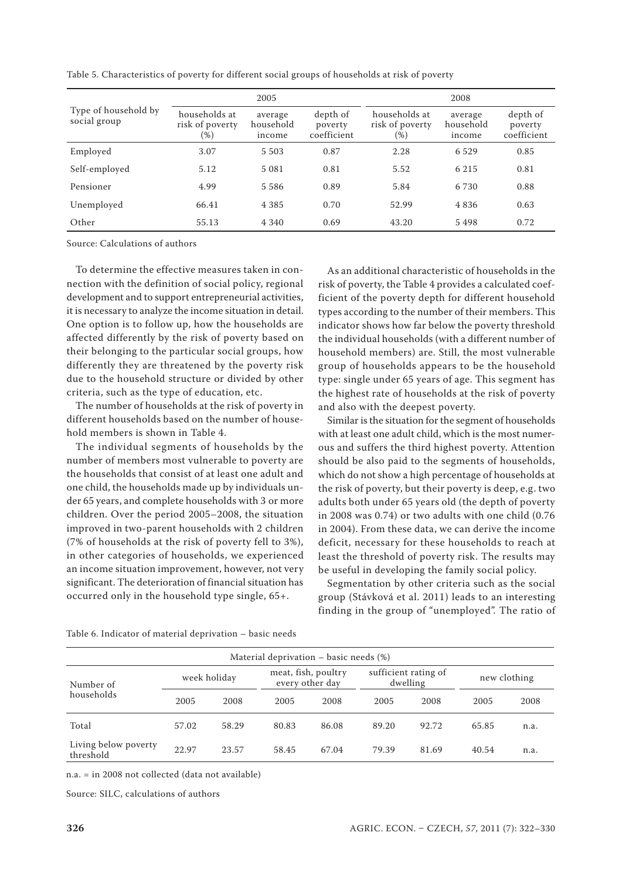Table 5. Characteristics of poverty for different social groups of households at risk of poverty

| Type of household by social group | 2005 | | | 2008 | | |
|---|---|---|---|---|---|---|
| | households at risk of poverty (%) | average household income | depth of poverty coefficient | households at risk of poverty (%) | average household income | depth of poverty coefficient |
| Employed | 3.07 | 5 503 | 0.87 | 2.28 | 6 529 | 0.85 |
| Self-employed | 5.12 | 5 081 | 0.81 | 5.52 | 6 215 | 0.81 |
| Pensioner | 4.99 | 5 586 | 0.89 | 5.84 | 6 730 | 0.88 |
| Unemployed | 66.41 | 4 385 | 0.70 | 52.99 | 4 836 | 0.63 |
| Other | 55.13 | 4 340 | 0.69 | 43.20 | 5 498 | 0.72 |

Source: Calculations of authors

To determine the effective measures taken in connection with the definition of social policy, regional development and to support entrepreneurial activities, it is necessary to analyze the income situation in detail. One option is to follow up, how the households are affected differently by the risk of poverty based on their belonging to the particular social groups, how differently they are threatened by the poverty risk due to the household structure or divided by other criteria, such as the type of education, etc.

The number of households at the risk of poverty in different households based on the number of household members is shown in Table 4.

The individual segments of households by the number of members most vulnerable to poverty are the households that consist of at least one adult and one child, the households made up by individuals under 65 years, and complete households with 3 or more children. Over the period 2005–2008, the situation improved in two-parent households with 2 children (7% of households at the risk of poverty fell to 3%), in other categories of households, we experienced an income situation improvement, however, not very significant. The deterioration of financial situation has occurred only in the household type single, 65+.

As an additional characteristic of households in the risk of poverty, the Table 4 provides a calculated coefficient of the poverty depth for different household types according to the number of their members. This indicator shows how far below the poverty threshold the individual households (with a different number of household members) are. Still, the most vulnerable group of households appears to be the household type: single under 65 years of age. This segment has the highest rate of households at the risk of poverty and also with the deepest poverty.

Similar is the situation for the segment of households with at least one adult child, which is the most numerous and suffers the third highest poverty. Attention should be also paid to the segments of households, which do not show a high percentage of households at the risk of poverty, but their poverty is deep, e.g. two adults both under 65 years old (the depth of poverty in 2008 was 0.74) or two adults with one child (0.76 in 2004). From these data, we can derive the income deficit, necessary for these households to reach at least the threshold of poverty risk. The results may be useful in developing the family social policy.

Segmentation by other criteria such as the social group (Stávková et al. 2011) leads to an interesting finding in the group of "unemployed". The ratio of

Table 6. Indicator of material deprivation – basic needs

| Number of households | Material deprivation – basic needs (%) | | | | | | | |
|---|---|---|---|---|---|---|---|---|
| | week holiday | | meat, fish, poultry every other day | | sufficient rating of dwelling | | new clothing | |
| | 2005 | 2008 | 2005 | 2008 | 2005 | 2008 | 2005 | 2008 |
| Total | 57.02 | 58.29 | 80.83 | 86.08 | 89.20 | 92.72 | 65.85 | n.a. |
| Living below poverty threshold | 22.97 | 23.57 | 58.45 | 67.04 | 79.39 | 81.69 | 40.54 | n.a. |

n.a. = in 2008 not collected (data not available)

Source: SILC, calculations of authors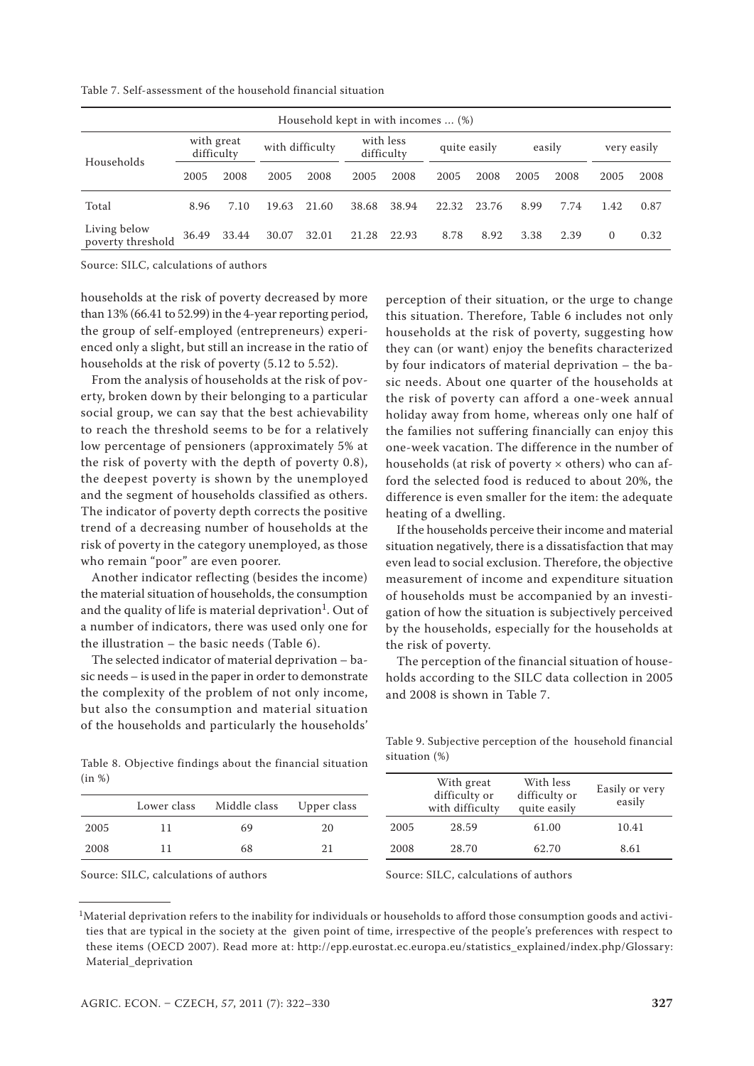Table 7. Self-assessment of the household financial situation

| Households | Household kept in with incomes ... (%) | | | | | | | | | | | |
|---|---|---|---|---|---|---|---|---|---|---|---|---|
| | with great difficulty | | with difficulty | | with less difficulty | | quite easily | | easily | | very easily | |
| | 2005 | 2008 | 2005 | 2008 | 2005 | 2008 | 2005 | 2008 | 2005 | 2008 | 2005 | 2008 |
| Total | 8.96 | 7.10 | 19.63 | 21.60 | 38.68 | 38.94 | 22.32 | 23.76 | 8.99 | 7.74 | 1.42 | 0.87 |
| Living below poverty threshold | 36.49 | 33.44 | 30.07 | 32.01 | 21.28 | 22.93 | 8.78 | 8.92 | 3.38 | 2.39 | 0 | 0.32 |

Source: SILC, calculations of authors

households at the risk of poverty decreased by more than 13% (66.41 to 52.99) in the 4-year reporting period, the group of self-employed (entrepreneurs) experienced only a slight, but still an increase in the ratio of households at the risk of poverty (5.12 to 5.52).

From the analysis of households at the risk of poverty, broken down by their belonging to a particular social group, we can say that the best achievability to reach the threshold seems to be for a relatively low percentage of pensioners (approximately 5% at the risk of poverty with the depth of poverty 0.8), the deepest poverty is shown by the unemployed and the segment of households classified as others. The indicator of poverty depth corrects the positive trend of a decreasing number of households at the risk of poverty in the category unemployed, as those who remain "poor" are even poorer.

Another indicator reflecting (besides the income) the material situation of households, the consumption and the quality of life is material deprivation[1]. Out of a number of indicators, there was used only one for the illustration – the basic needs (Table 6).

The selected indicator of material deprivation – basic needs – is used in the paper in order to demonstrate the complexity of the problem of not only income, but also the consumption and material situation of the households and particularly the households' perception of their situation, or the urge to change this situation. Therefore, Table 6 includes not only households at the risk of poverty, suggesting how they can (or want) enjoy the benefits characterized by four indicators of material deprivation – the basic needs. About one quarter of the households at the risk of poverty can afford a one-week annual holiday away from home, whereas only one half of the families not suffering financially can enjoy this one-week vacation. The difference in the number of households (at risk of poverty × others) who can afford the selected food is reduced to about 20%, the difference is even smaller for the item: the adequate heating of a dwelling.

If the households perceive their income and material situation negatively, there is a dissatisfaction that may even lead to social exclusion. Therefore, the objective measurement of income and expenditure situation of households must be accompanied by an investigation of how the situation is subjectively perceived by the households, especially for the households at the risk of poverty.

The perception of the financial situation of households according to the SILC data collection in 2005 and 2008 is shown in Table 7.

Table 8. Objective findings about the financial situation (in %)

| | Lower class | Middle class | Upper class |
|---|---|---|---|
| 2005 | 11 | 69 | 20 |
| 2008 | 11 | 68 | 21 |

Source: SILC, calculations of authors

Table 9. Subjective perception of the household financial situation (%)

| | With great difficulty or with difficulty | With less difficulty or quite easily | Easily or very easily |
|---|---|---|---|
| 2005 | 28.59 | 61.00 | 10.41 |
| 2008 | 28.70 | 62.70 | 8.61 |

Source: SILC, calculations of authors

[1]Material deprivation refers to the inability for individuals or households to afford those consumption goods and activities that are typical in the society at the given point of time, irrespective of the people's preferences with respect to these items (OECD 2007). Read more at: http://epp.eurostat.ec.europa.eu/statistics_explained/index.php/Glossary:Material_deprivation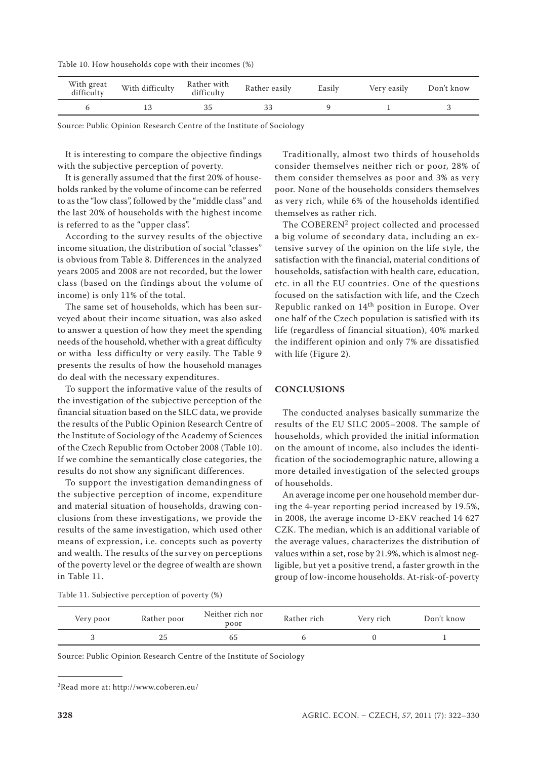Table 10. How households cope with their incomes (%)

| With great difficulty | With difficulty | Rather with difficulty | Rather easily | Easily | Very easily | Don't know |
|---|---|---|---|---|---|---|
| 6 | 13 | 35 | 33 | 9 | 1 | 3 |

Source: Public Opinion Research Centre of the Institute of Sociology

It is interesting to compare the objective findings with the subjective perception of poverty.

It is generally assumed that the first 20% of households ranked by the volume of income can be referred to as the "low class", followed by the "middle class" and the last 20% of households with the highest income is referred to as the "upper class".

According to the survey results of the objective income situation, the distribution of social "classes" is obvious from Table 8. Differences in the analyzed years 2005 and 2008 are not recorded, but the lower class (based on the findings about the volume of income) is only 11% of the total.

The same set of households, which has been surveyed about their income situation, was also asked to answer a question of how they meet the spending needs of the household, whether with a great difficulty or witha less difficulty or very easily. The Table 9 presents the results of how the household manages do deal with the necessary expenditures.

To support the informative value of the results of the investigation of the subjective perception of the financial situation based on the SILC data, we provide the results of the Public Opinion Research Centre of the Institute of Sociology of the Academy of Sciences of the Czech Republic from October 2008 (Table 10). If we combine the semantically close categories, the results do not show any significant differences.

To support the investigation demandingness of the subjective perception of income, expenditure and material situation of households, drawing conclusions from these investigations, we provide the results of the same investigation, which used other means of expression, i.e. concepts such as poverty and wealth. The results of the survey on perceptions of the poverty level or the degree of wealth are shown in Table 11.

Traditionally, almost two thirds of households consider themselves neither rich or poor, 28% of them consider themselves as poor and 3% as very poor. None of the households considers themselves as very rich, while 6% of the households identified themselves as rather rich.

The COBEREN[2] project collected and processed a big volume of secondary data, including an extensive survey of the opinion on the life style, the satisfaction with the financial, material conditions of households, satisfaction with health care, education, etc. in all the EU countries. One of the questions focused on the satisfaction with life, and the Czech Republic ranked on 14$^{th}$ position in Europe. Over one half of the Czech population is satisfied with its life (regardless of financial situation), 40% marked the indifferent opinion and only 7% are dissatisfied with life (Figure 2).

## CONCLUSIONS

The conducted analyses basically summarize the results of the EU SILC 2005–2008. The sample of households, which provided the initial information on the amount of income, also includes the identification of the sociodemographic nature, allowing a more detailed investigation of the selected groups of households.

An average income per one household member during the 4-year reporting period increased by 19.5%, in 2008, the average income D-EKV reached 14 627 CZK. The median, which is an additional variable of the average values, characterizes the distribution of values within a set, rose by 21.9%, which is almost negligible, but yet a positive trend, a faster growth in the group of low-income households. At-risk-of-poverty

Table 11. Subjective perception of poverty (%)

| Very poor | Rather poor | Neither rich nor poor | Rather rich | Very rich | Don't know |
|---|---|---|---|---|---|
| 3 | 25 | 65 | 6 | 0 | 1 |

Source: Public Opinion Research Centre of the Institute of Sociology

[2]Read more at: http://www.coberen.eu/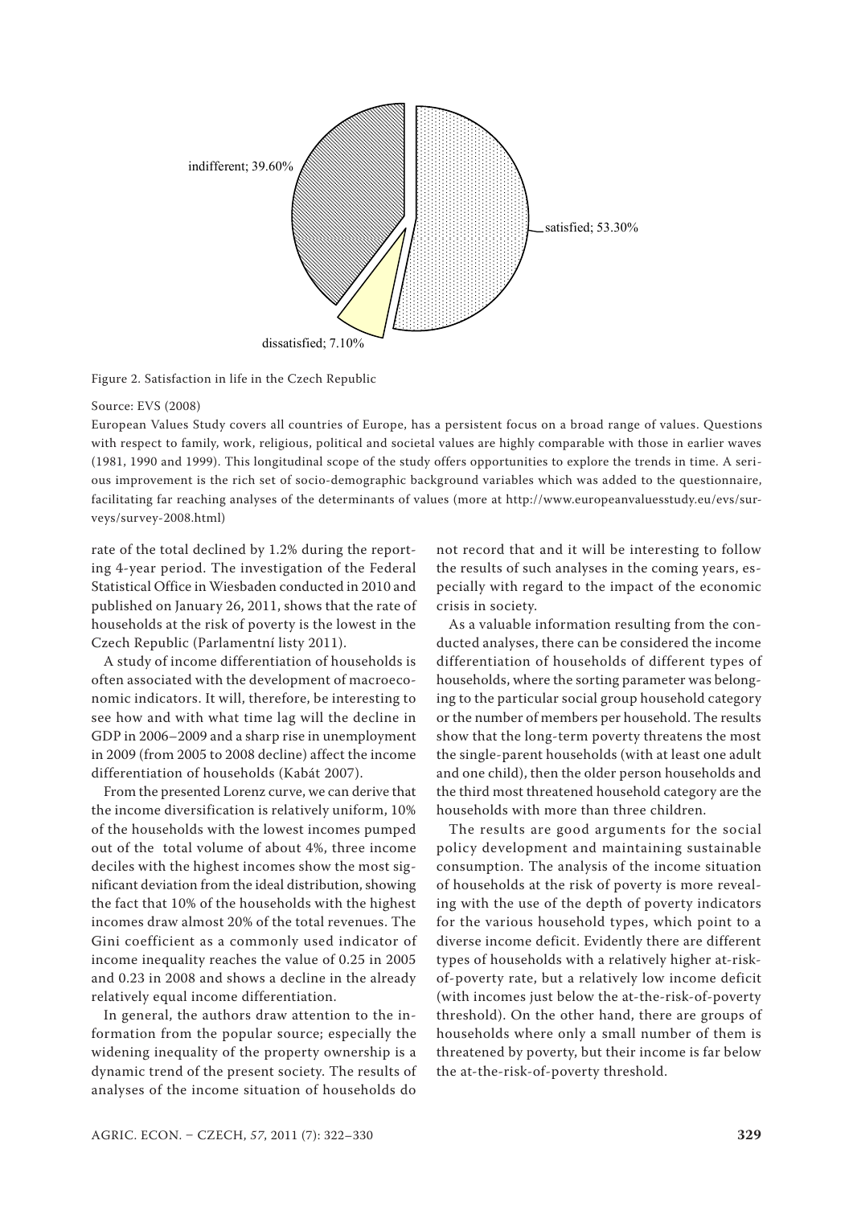Figure 2. Satisfaction in life in the Czech Republic

Source: EVS (2008)

European Values Study covers all countries of Europe, has a persistent focus on a broad range of values. Questions with respect to family, work, religious, political and societal values are highly comparable with those in earlier waves (1981, 1990 and 1999). This longitudinal scope of the study offers opportunities to explore the trends in time. A serious improvement is the rich set of socio-demographic background variables which was added to the questionnaire, facilitating far reaching analyses of the determinants of values (more at http://www.europeanvaluesstudy.eu/evs/surveys/survey-2008.html)

rate of the total declined by 1.2% during the reporting 4-year period. The investigation of the Federal Statistical Office in Wiesbaden conducted in 2010 and published on January 26, 2011, shows that the rate of households at the risk of poverty is the lowest in the Czech Republic (Parlamentní listy 2011).

A study of income differentiation of households is often associated with the development of macroeconomic indicators. It will, therefore, be interesting to see how and with what time lag will the decline in GDP in 2006–2009 and a sharp rise in unemployment in 2009 (from 2005 to 2008 decline) affect the income differentiation of households (Kabát 2007).

From the presented Lorenz curve, we can derive that the income diversification is relatively uniform, 10% of the households with the lowest incomes pumped out of the total volume of about 4%, three income deciles with the highest incomes show the most significant deviation from the ideal distribution, showing the fact that 10% of the households with the highest incomes draw almost 20% of the total revenues. The Gini coefficient as a commonly used indicator of income inequality reaches the value of 0.25 in 2005 and 0.23 in 2008 and shows a decline in the already relatively equal income differentiation.

In general, the authors draw attention to the information from the popular source; especially the widening inequality of the property ownership is a dynamic trend of the present society. The results of analyses of the income situation of households do not record that and it will be interesting to follow the results of such analyses in the coming years, especially with regard to the impact of the economic crisis in society.

As a valuable information resulting from the conducted analyses, there can be considered the income differentiation of households of different types of households, where the sorting parameter was belonging to the particular social group household category or the number of members per household. The results show that the long-term poverty threatens the most the single-parent households (with at least one adult and one child), then the older person households and the third most threatened household category are the households with more than three children.

The results are good arguments for the social policy development and maintaining sustainable consumption. The analysis of the income situation of households at the risk of poverty is more revealing with the use of the depth of poverty indicators for the various household types, which point to a diverse income deficit. Evidently there are different types of households with a relatively higher at-risk-of-poverty rate, but a relatively low income deficit (with incomes just below the at-the-risk-of-poverty threshold). On the other hand, there are groups of households where only a small number of them is threatened by poverty, but their income is far below the at-the-risk-of-poverty threshold.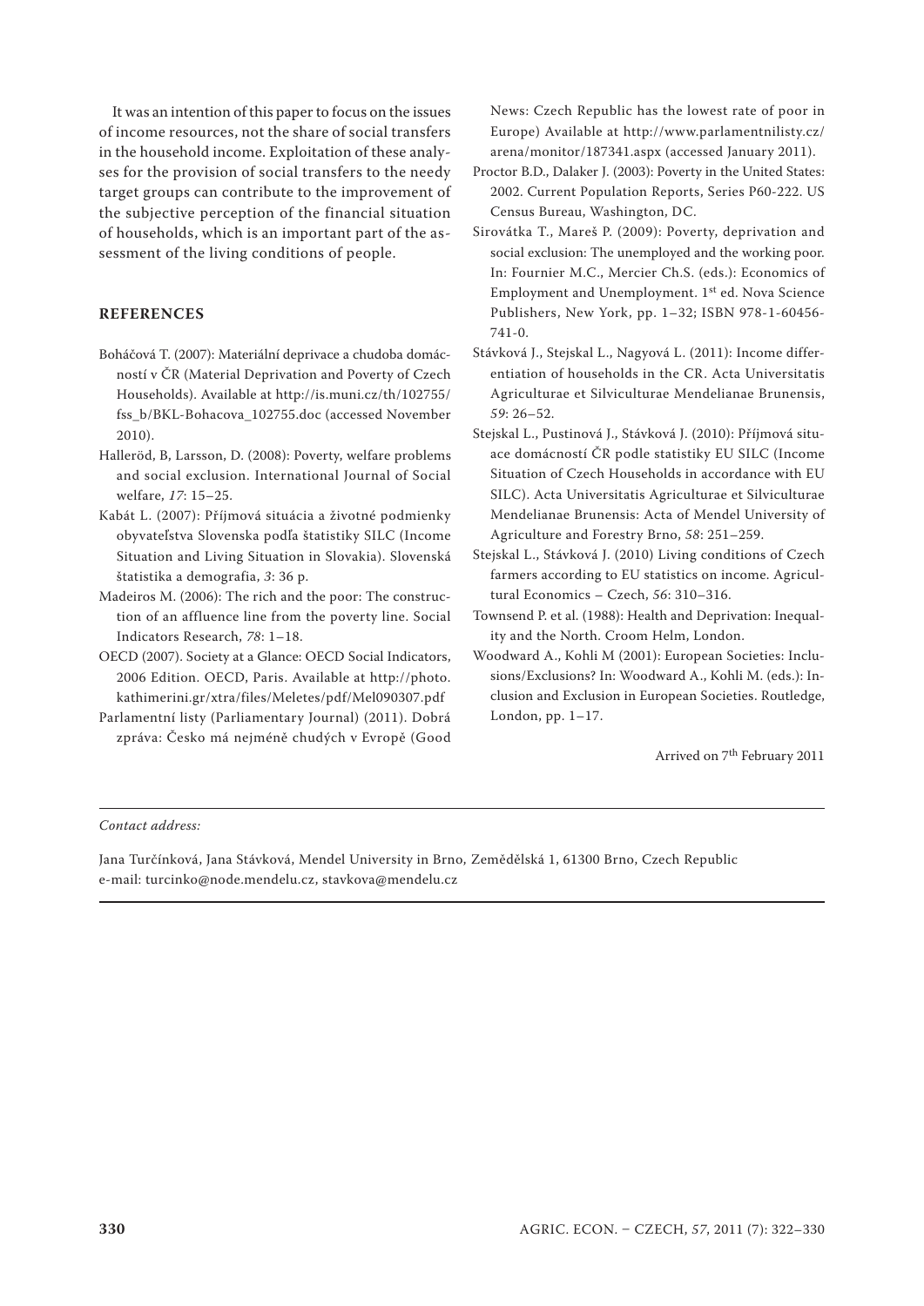It was an intention of this paper to focus on the issues of income resources, not the share of social transfers in the household income. Exploitation of these analyses for the provision of social transfers to the needy target groups can contribute to the improvement of the subjective perception of the financial situation of households, which is an important part of the assessment of the living conditions of people.

## REFERENCES

Boháčová T. (2007): Materiální deprivace a chudoba domácností v ČR (Material Deprivation and Poverty of Czech Households). Available at http://is.muni.cz/th/102755/fss_b/BKL-Bohacova_102755.doc (accessed November 2010).

Halleröd, B, Larsson, D. (2008): Poverty, welfare problems and social exclusion. International Journal of Social welfare, *17*: 15–25.

Kabát L. (2007): Příjmová situácia a životné podmienky obyvateľstva Slovenska podľa štatistiky SILC (Income Situation and Living Situation in Slovakia). Slovenská štatistika a demografia, *3*: 36 p.

Madeiros M. (2006): The rich and the poor: The construction of an affluence line from the poverty line. Social Indicators Research, *78*: 1–18.

OECD (2007). Society at a Glance: OECD Social Indicators, 2006 Edition. OECD, Paris. Available at http://photo.kathimerini.gr/xtra/files/Meletes/pdf/Mel090307.pdf

Parlamentní listy (Parliamentary Journal) (2011). Dobrá zpráva: Česko má nejméně chudých v Evropě (Good News: Czech Republic has the lowest rate of poor in Europe) Available at http://www.parlamentnilisty.cz/arena/monitor/187341.aspx (accessed January 2011).

Proctor B.D., Dalaker J. (2003): Poverty in the United States: 2002. Current Population Reports, Series P60-222. US Census Bureau, Washington, DC.

Sirovátka T., Mareš P. (2009): Poverty, deprivation and social exclusion: The unemployed and the working poor. In: Fournier M.C., Mercier Ch.S. (eds.): Economics of Employment and Unemployment. 1st ed. Nova Science Publishers, New York, pp. 1–32; ISBN 978-1-60456-741-0.

Stávková J., Stejskal L., Nagyová L. (2011): Income differentiation of households in the CR. Acta Universitatis Agriculturae et Silviculturae Mendelianae Brunensis, *59*: 26–52.

Stejskal L., Pustinová J., Stávková J. (2010): Příjmová situace domácností ČR podle statistiky EU SILC (Income Situation of Czech Households in accordance with EU SILC). Acta Universitatis Agriculturae et Silviculturae Mendelianae Brunensis: Acta of Mendel University of Agriculture and Forestry Brno, *58*: 251–259.

Stejskal L., Stávková J. (2010) Living conditions of Czech farmers according to EU statistics on income. Agricultural Economics – Czech, *56*: 310–316.

Townsend P. et al. (1988): Health and Deprivation: Inequality and the North. Croom Helm, London.

Woodward A., Kohli M (2001): European Societies: Inclusions/Exclusions? In: Woodward A., Kohli M. (eds.): Inclusion and Exclusion in European Societies. Routledge, London, pp. 1–17.

Arrived on 7th February 2011

*Contact address:*

Jana Turčínková, Jana Stávková, Mendel University in Brno, Zemědělská 1, 61300 Brno, Czech Republic
e-mail: turcinko@node.mendelu.cz, stavkova@mendelu.cz